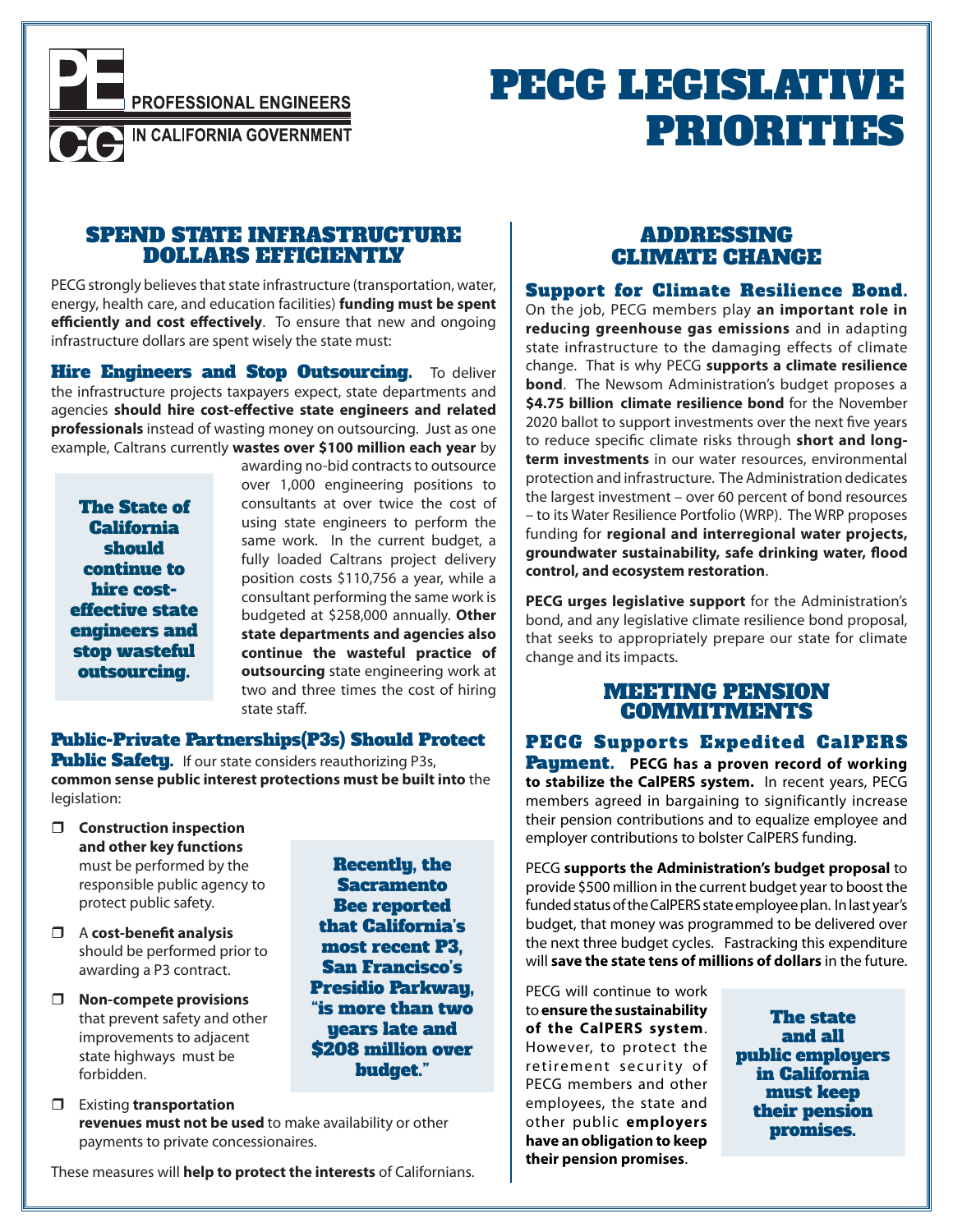PROFESSIONAL ENGINEERS IN CALIFORNIA GOVERNMENT

# PECG LEGISLATIVE PRIORITIES

## SPEND STATE INFRASTRUCTURE DOLLARS EFFICIENTLY

PECG strongly believes that state infrastructure (transportation, water, energy, health care, and education facilities) **funding must be spent efficiently and cost effectively**. To ensure that new and ongoing infrastructure dollars are spent wisely the state must:

**Hire Engineers and Stop Outsourcing.** To deliver the infrastructure projects taxpayers expect, state departments and agencies **should hire cost-effective state engineers and related professionals** instead of wasting money on outsourcing. Just as one example, Caltrans currently **wastes over $100 million each year** by awarding no-bid contracts to outsource over 1,000 engineering positions to consultants at over twice the cost of using state engineers to perform the same work. In the current budget, a fully loaded Caltrans project delivery position costs $110,756 a year, while a consultant performing the same work is budgeted at $258,000 annually. **Other state departments and agencies also continue the wasteful practice of outsourcing** state engineering work at two and three times the cost of hiring state staff.

> **The State of California should continue to hire cost-effective state engineers and stop wasteful outsourcing.**

**Public-Private Partnerships(P3s) Should Protect Public Safety.** If our state considers reauthorizing P3s, **common sense public interest protections must be built into** the legislation:

- **Construction inspection and other key functions** must be performed by the responsible public agency to protect public safety.
- A **cost-benefit analysis** should be performed prior to awarding a P3 contract.
- **Non-compete provisions** that prevent safety and other improvements to adjacent state highways must be forbidden.
- Existing **transportation revenues must not be used** to make availability or other payments to private concessionaires.

> **Recently, the Sacramento Bee reported that California's most recent P3, San Francisco's Presidio Parkway, "is more than two years late and $208 million over budget."**

These measures will **help to protect the interests** of Californians.

## ADDRESSING CLIMATE CHANGE

**Support for Climate Resilience Bond.** On the job, PECG members play **an important role in reducing greenhouse gas emissions** and in adapting state infrastructure to the damaging effects of climate change. That is why PECG **supports a climate resilience bond**. The Newsom Administration's budget proposes a **$4.75 billion climate resilience bond** for the November 2020 ballot to support investments over the next five years to reduce specific climate risks through **short and long-term investments** in our water resources, environmental protection and infrastructure. The Administration dedicates the largest investment – over 60 percent of bond resources – to its Water Resilience Portfolio (WRP). The WRP proposes funding for **regional and interregional water projects, groundwater sustainability, safe drinking water, flood control, and ecosystem restoration**.

**PECG urges legislative support** for the Administration's bond, and any legislative climate resilience bond proposal, that seeks to appropriately prepare our state for climate change and its impacts.

## MEETING PENSION COMMITMENTS

**PECG Supports Expedited CalPERS Payment. PECG has a proven record of working to stabilize the CalPERS system.** In recent years, PECG members agreed in bargaining to significantly increase their pension contributions and to equalize employee and employer contributions to bolster CalPERS funding.

PECG **supports the Administration's budget proposal** to provide $500 million in the current budget year to boost the funded status of the CalPERS state employee plan. In last year's budget, that money was programmed to be delivered over the next three budget cycles. Fastracking this expenditure will **save the state tens of millions of dollars** in the future.

PECG will continue to work to **ensure the sustainability of the CalPERS system**. However, to protect the retirement security of PECG members and other employees, the state and other public **employers have an obligation to keep their pension promises**.

> **The state and all public employers in California must keep their pension promises.**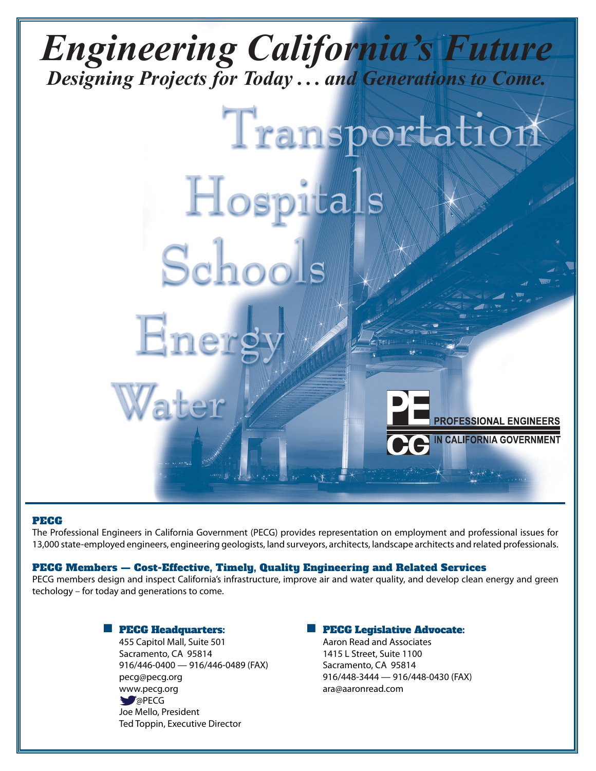# *Engineering California's Future*

## *Designing Projects for Today . . . and Generations to Come.*

Transportation

Hospitals

Schools

Energy

Water

PROFESSIONAL ENGINEERS IN CALIFORNIA GOVERNMENT

### PECG

The Professional Engineers in California Government (PECG) provides representation on employment and professional issues for 13,000 state-employed engineers, engineering geologists, land surveyors, architects, landscape architects and related professionals.

### PECG Members — Cost-Effective, Timely, Quality Engineering and Related Services

PECG members design and inspect California's infrastructure, improve air and water quality, and develop clean energy and green techology – for today and generations to come.

**PECG Headquarters:**
455 Capitol Mall, Suite 501
Sacramento, CA 95814
916/446-0400 — 916/446-0489 (FAX)
pecg@pecg.org
www.pecg.org
@PECG
Joe Mello, President
Ted Toppin, Executive Director

**PECG Legislative Advocate:**
Aaron Read and Associates
1415 L Street, Suite 1100
Sacramento, CA 95814
916/448-3444 — 916/448-0430 (FAX)
ara@aaronread.com